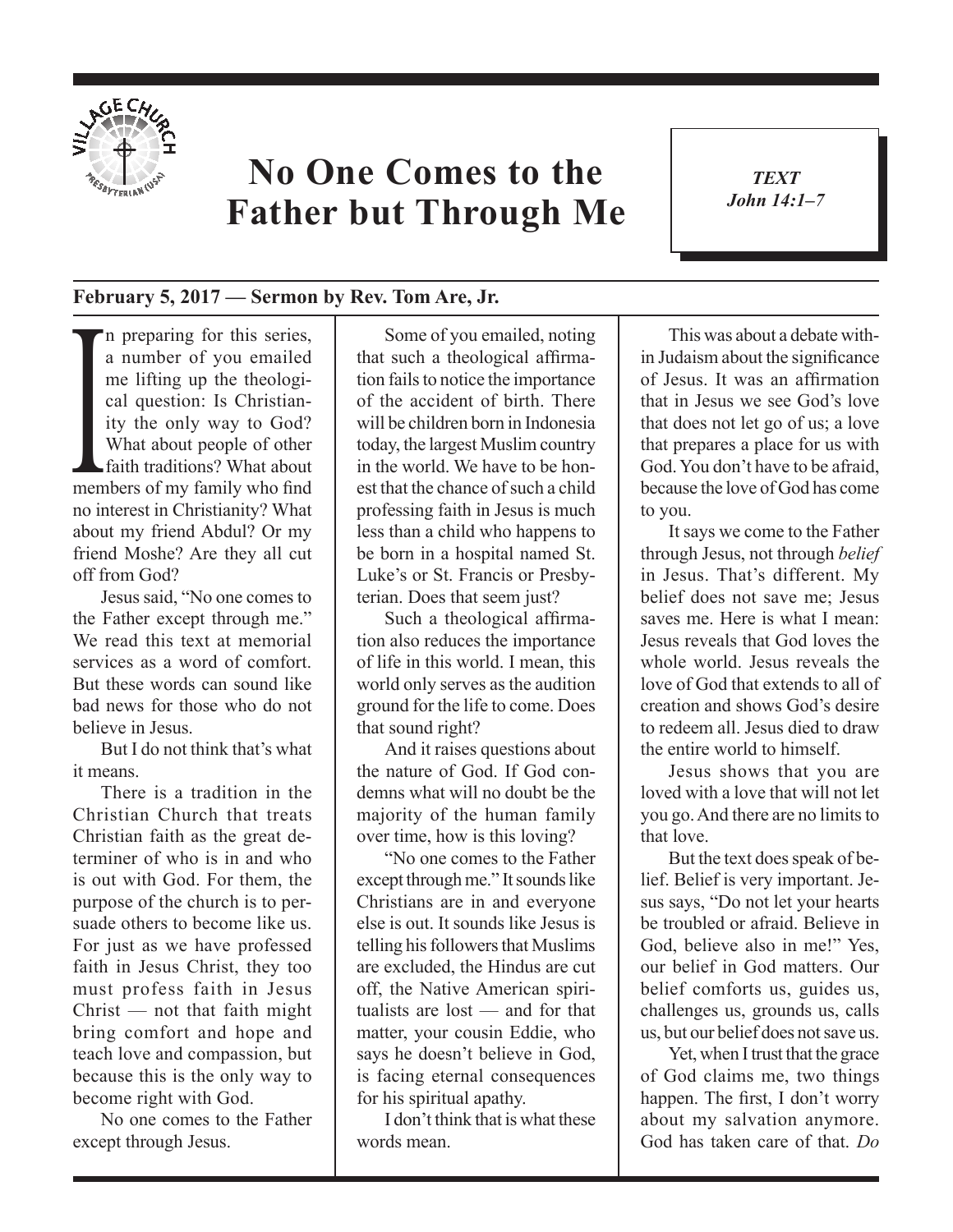# No One Comes to the Father but Through Me

***TEXT John 14:1–7***

**February 5, 2017 — Sermon by Rev. Tom Are, Jr.**

In preparing for this series, a number of you emailed me lifting up the theological question: Is Christianity the only way to God? What about people of other faith traditions? What about members of my family who find no interest in Christianity? What about my friend Abdul? Or my friend Moshe? Are they all cut off from God?

Jesus said, "No one comes to the Father except through me." We read this text at memorial services as a word of comfort. But these words can sound like bad news for those who do not believe in Jesus.

But I do not think that's what it means.

There is a tradition in the Christian Church that treats Christian faith as the great determiner of who is in and who is out with God. For them, the purpose of the church is to persuade others to become like us. For just as we have professed faith in Jesus Christ, they too must profess faith in Jesus Christ — not that faith might bring comfort and hope and teach love and compassion, but because this is the only way to become right with God.

No one comes to the Father except through Jesus.

Some of you emailed, noting that such a theological affirmation fails to notice the importance of the accident of birth. There will be children born in Indonesia today, the largest Muslim country in the world. We have to be honest that the chance of such a child professing faith in Jesus is much less than a child who happens to be born in a hospital named St. Luke's or St. Francis or Presbyterian. Does that seem just?

Such a theological affirmation also reduces the importance of life in this world. I mean, this world only serves as the audition ground for the life to come. Does that sound right?

And it raises questions about the nature of God. If God condemns what will no doubt be the majority of the human family over time, how is this loving?

"No one comes to the Father except through me." It sounds like Christians are in and everyone else is out. It sounds like Jesus is telling his followers that Muslims are excluded, the Hindus are cut off, the Native American spiritualists are lost — and for that matter, your cousin Eddie, who says he doesn't believe in God, is facing eternal consequences for his spiritual apathy.

I don't think that is what these words mean.

This was about a debate within Judaism about the significance of Jesus. It was an affirmation that in Jesus we see God's love that does not let go of us; a love that prepares a place for us with God. You don't have to be afraid, because the love of God has come to you.

It says we come to the Father through Jesus, not through *belief* in Jesus. That's different. My belief does not save me; Jesus saves me. Here is what I mean: Jesus reveals that God loves the whole world. Jesus reveals the love of God that extends to all of creation and shows God's desire to redeem all. Jesus died to draw the entire world to himself.

Jesus shows that you are loved with a love that will not let you go. And there are no limits to that love.

But the text does speak of belief. Belief is very important. Jesus says, "Do not let your hearts be troubled or afraid. Believe in God, believe also in me!" Yes, our belief in God matters. Our belief comforts us, guides us, challenges us, grounds us, calls us, but our belief does not save us.

Yet, when I trust that the grace of God claims me, two things happen. The first, I don't worry about my salvation anymore. God has taken care of that. *Do*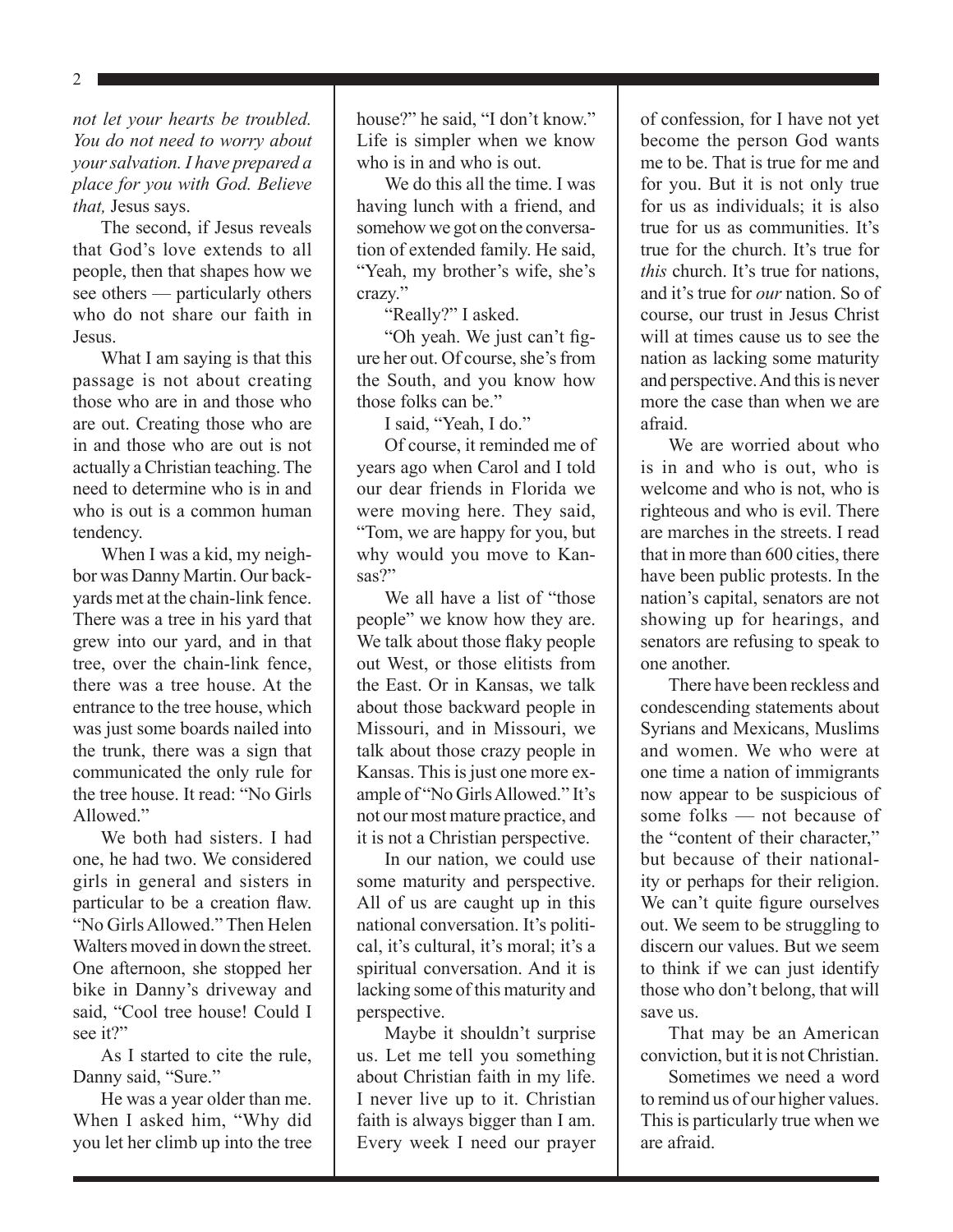*not let your hearts be troubled. You do not need to worry about your salvation. I have prepared a place for you with God. Believe that,* Jesus says.

The second, if Jesus reveals that God's love extends to all people, then that shapes how we see others — particularly others who do not share our faith in Jesus.

What I am saying is that this passage is not about creating those who are in and those who are out. Creating those who are in and those who are out is not actually a Christian teaching. The need to determine who is in and who is out is a common human tendency.

When I was a kid, my neighbor was Danny Martin. Our backyards met at the chain-link fence. There was a tree in his yard that grew into our yard, and in that tree, over the chain-link fence, there was a tree house. At the entrance to the tree house, which was just some boards nailed into the trunk, there was a sign that communicated the only rule for the tree house. It read: "No Girls Allowed."

We both had sisters. I had one, he had two. We considered girls in general and sisters in particular to be a creation flaw. "No Girls Allowed." Then Helen Walters moved in down the street. One afternoon, she stopped her bike in Danny's driveway and said, "Cool tree house! Could I see it?"

As I started to cite the rule, Danny said, "Sure."

He was a year older than me. When I asked him, "Why did you let her climb up into the tree house?" he said, "I don't know." Life is simpler when we know who is in and who is out.

We do this all the time. I was having lunch with a friend, and somehow we got on the conversation of extended family. He said, "Yeah, my brother's wife, she's crazy."

"Really?" I asked.

"Oh yeah. We just can't figure her out. Of course, she's from the South, and you know how those folks can be."

I said, "Yeah, I do."

Of course, it reminded me of years ago when Carol and I told our dear friends in Florida we were moving here. They said, "Tom, we are happy for you, but why would you move to Kansas?"

We all have a list of "those people" we know how they are. We talk about those flaky people out West, or those elitists from the East. Or in Kansas, we talk about those backward people in Missouri, and in Missouri, we talk about those crazy people in Kansas. This is just one more example of "No Girls Allowed." It's not our most mature practice, and it is not a Christian perspective.

In our nation, we could use some maturity and perspective. All of us are caught up in this national conversation. It's political, it's cultural, it's moral; it's a spiritual conversation. And it is lacking some of this maturity and perspective.

Maybe it shouldn't surprise us. Let me tell you something about Christian faith in my life. I never live up to it. Christian faith is always bigger than I am. Every week I need our prayer of confession, for I have not yet become the person God wants me to be. That is true for me and for you. But it is not only true for us as individuals; it is also true for us as communities. It's true for the church. It's true for *this* church. It's true for nations, and it's true for *our* nation. So of course, our trust in Jesus Christ will at times cause us to see the nation as lacking some maturity and perspective. And this is never more the case than when we are afraid.

We are worried about who is in and who is out, who is welcome and who is not, who is righteous and who is evil. There are marches in the streets. I read that in more than 600 cities, there have been public protests. In the nation's capital, senators are not showing up for hearings, and senators are refusing to speak to one another.

There have been reckless and condescending statements about Syrians and Mexicans, Muslims and women. We who were at one time a nation of immigrants now appear to be suspicious of some folks — not because of the "content of their character," but because of their nationality or perhaps for their religion. We can't quite figure ourselves out. We seem to be struggling to discern our values. But we seem to think if we can just identify those who don't belong, that will save us.

That may be an American conviction, but it is not Christian.

Sometimes we need a word to remind us of our higher values. This is particularly true when we are afraid.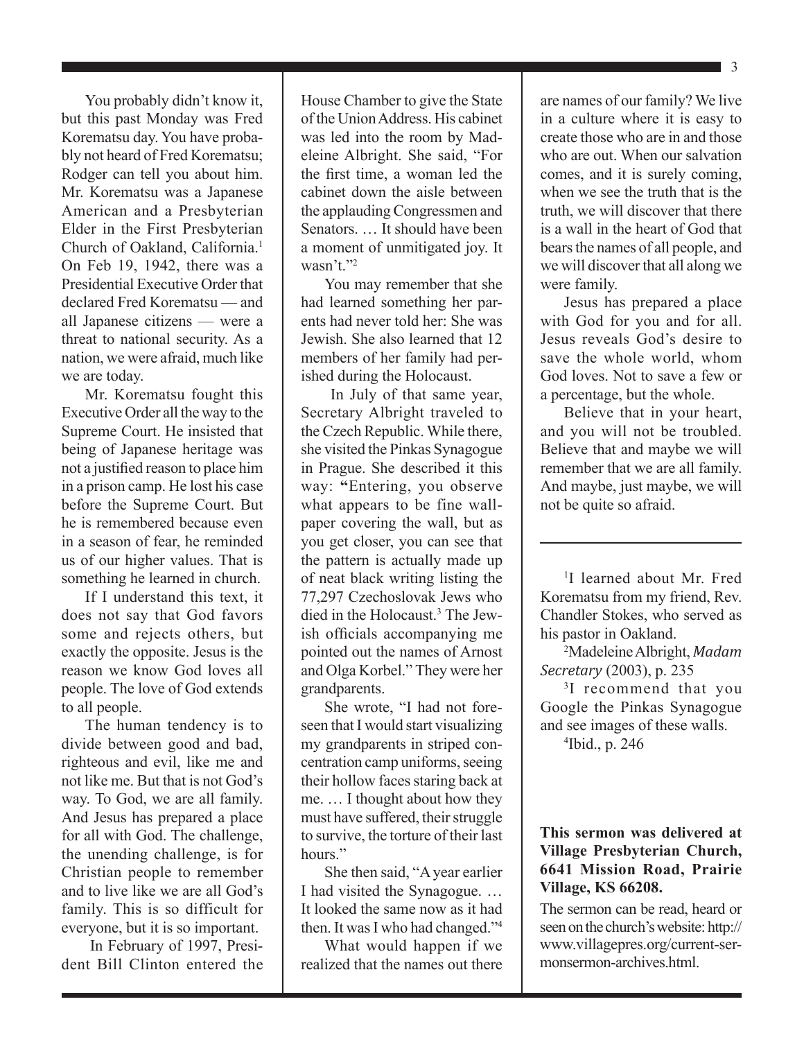You probably didn't know it, but this past Monday was Fred Korematsu day. You have probably not heard of Fred Korematsu; Rodger can tell you about him. Mr. Korematsu was a Japanese American and a Presbyterian Elder in the First Presbyterian Church of Oakland, California.[1] On Feb 19, 1942, there was a Presidential Executive Order that declared Fred Korematsu — and all Japanese citizens — were a threat to national security. As a nation, we were afraid, much like we are today.

Mr. Korematsu fought this Executive Order all the way to the Supreme Court. He insisted that being of Japanese heritage was not a justified reason to place him in a prison camp. He lost his case before the Supreme Court. But he is remembered because even in a season of fear, he reminded us of our higher values. That is something he learned in church.

If I understand this text, it does not say that God favors some and rejects others, but exactly the opposite. Jesus is the reason we know God loves all people. The love of God extends to all people.

The human tendency is to divide between good and bad, righteous and evil, like me and not like me. But that is not God's way. To God, we are all family. And Jesus has prepared a place for all with God. The challenge, the unending challenge, is for Christian people to remember and to live like we are all God's family. This is so difficult for everyone, but it is so important.

In February of 1997, President Bill Clinton entered the House Chamber to give the State of the Union Address. His cabinet was led into the room by Madeleine Albright. She said, "For the first time, a woman led the cabinet down the aisle between the applauding Congressmen and Senators. … It should have been a moment of unmitigated joy. It wasn't."[2]

You may remember that she had learned something her parents had never told her: She was Jewish. She also learned that 12 members of her family had perished during the Holocaust.

In July of that same year, Secretary Albright traveled to the Czech Republic. While there, she visited the Pinkas Synagogue in Prague. She described it this way: **"**Entering, you observe what appears to be fine wallpaper covering the wall, but as you get closer, you can see that the pattern is actually made up of neat black writing listing the 77,297 Czechoslovak Jews who died in the Holocaust.[3] The Jewish officials accompanying me pointed out the names of Arnost and Olga Korbel." They were her grandparents.

She wrote, "I had not foreseen that I would start visualizing my grandparents in striped concentration camp uniforms, seeing their hollow faces staring back at me. … I thought about how they must have suffered, their struggle to survive, the torture of their last hours."

She then said, "A year earlier I had visited the Synagogue. … It looked the same now as it had then. It was I who had changed."[4]

What would happen if we realized that the names out there are names of our family? We live in a culture where it is easy to create those who are in and those who are out. When our salvation comes, and it is surely coming, when we see the truth that is the truth, we will discover that there is a wall in the heart of God that bears the names of all people, and we will discover that all along we were family.

Jesus has prepared a place with God for you and for all. Jesus reveals God's desire to save the whole world, whom God loves. Not to save a few or a percentage, but the whole.

Believe that in your heart, and you will not be troubled. Believe that and maybe we will remember that we are all family. And maybe, just maybe, we will not be quite so afraid.

---

[1] I learned about Mr. Fred Korematsu from my friend, Rev. Chandler Stokes, who served as his pastor in Oakland.

[2] Madeleine Albright, *Madam Secretary* (2003), p. 235

[3] I recommend that you Google the Pinkas Synagogue and see images of these walls.

[4] Ibid., p. 246

**This sermon was delivered at Village Presbyterian Church, 6641 Mission Road, Prairie Village, KS 66208.**

The sermon can be read, heard or seen on the church's website: http://www.villagepres.org/current-sermonsermon-archives.html.